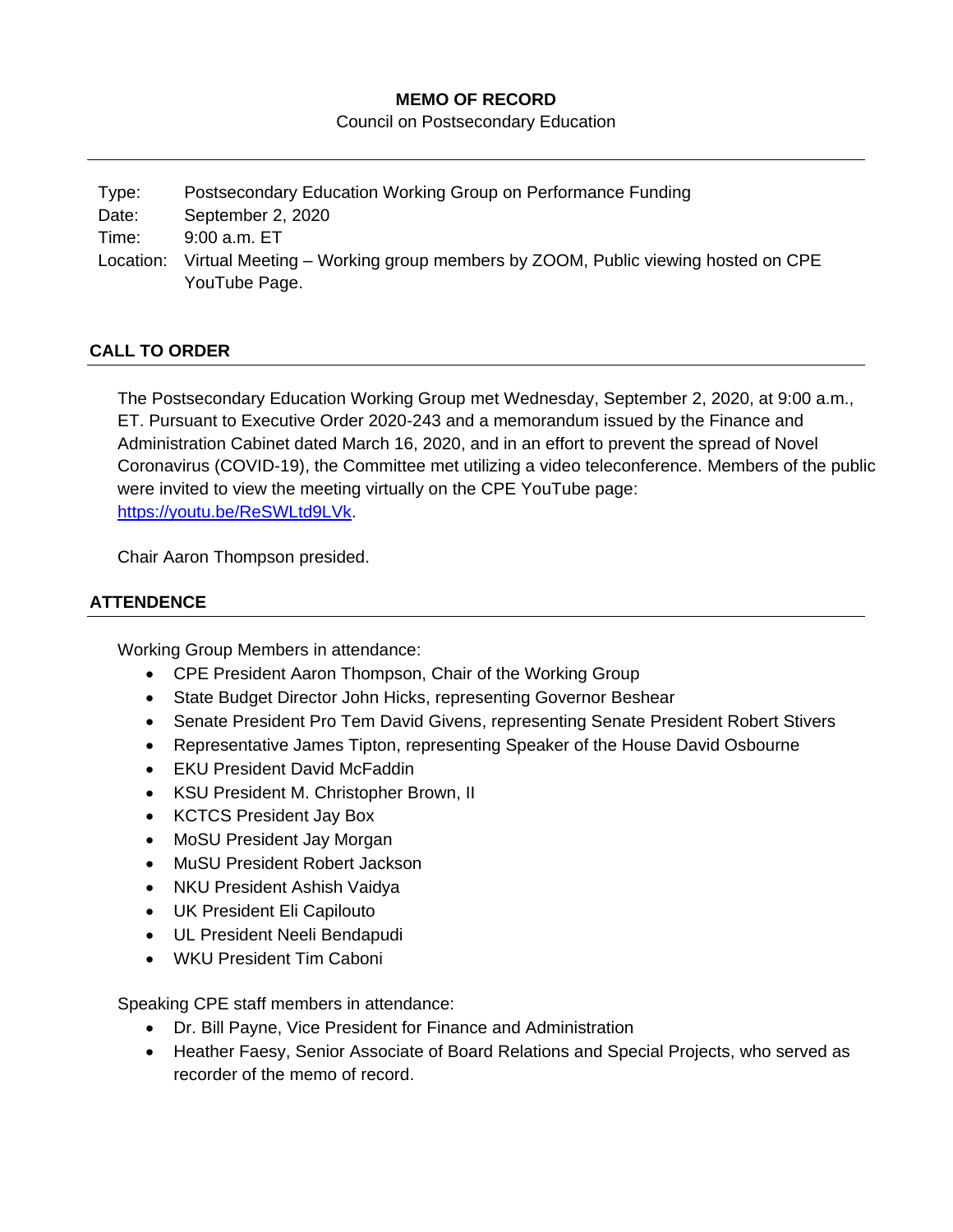# MEMO OF RECORD

Council on Postsecondary Education

| | |
|---|---|
| Type: | Postsecondary Education Working Group on Performance Funding |
| Date: | September 2, 2020 |
| Time: | 9:00 a.m. ET |
| Location: | Virtual Meeting – Working group members by ZOOM, Public viewing hosted on CPE YouTube Page. |

## CALL TO ORDER

The Postsecondary Education Working Group met Wednesday, September 2, 2020, at 9:00 a.m., ET. Pursuant to Executive Order 2020-243 and a memorandum issued by the Finance and Administration Cabinet dated March 16, 2020, and in an effort to prevent the spread of Novel Coronavirus (COVID-19), the Committee met utilizing a video teleconference. Members of the public were invited to view the meeting virtually on the CPE YouTube page: https://youtu.be/ReSWLtd9LVk.

Chair Aaron Thompson presided.

## ATTENDENCE

Working Group Members in attendance:

- CPE President Aaron Thompson, Chair of the Working Group
- State Budget Director John Hicks, representing Governor Beshear
- Senate President Pro Tem David Givens, representing Senate President Robert Stivers
- Representative James Tipton, representing Speaker of the House David Osbourne
- EKU President David McFaddin
- KSU President M. Christopher Brown, II
- KCTCS President Jay Box
- MoSU President Jay Morgan
- MuSU President Robert Jackson
- NKU President Ashish Vaidya
- UK President Eli Capilouto
- UL President Neeli Bendapudi
- WKU President Tim Caboni

Speaking CPE staff members in attendance:

- Dr. Bill Payne, Vice President for Finance and Administration
- Heather Faesy, Senior Associate of Board Relations and Special Projects, who served as recorder of the memo of record.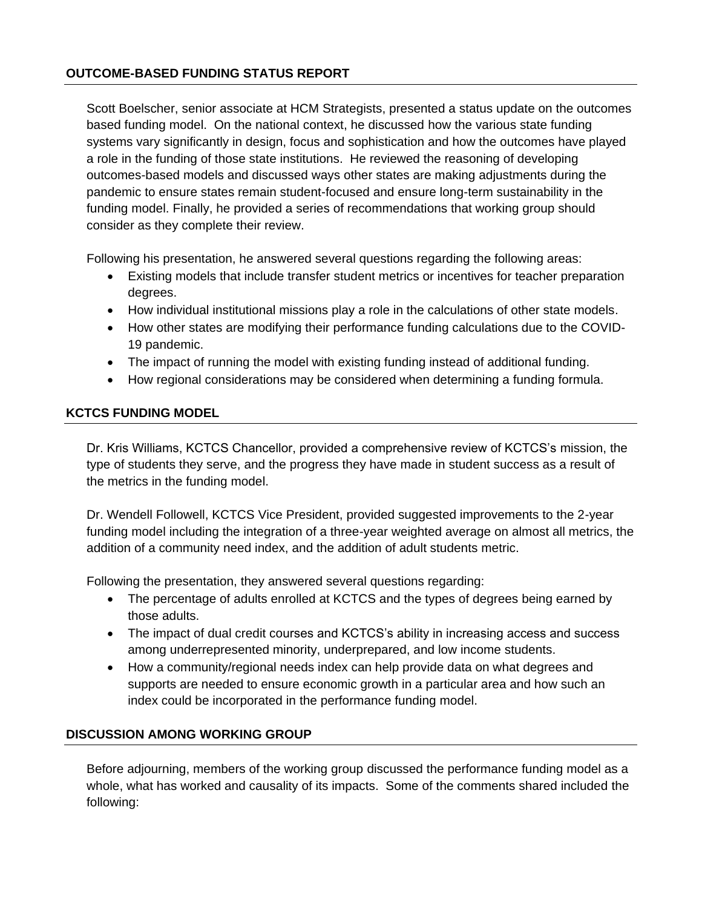## OUTCOME-BASED FUNDING STATUS REPORT

Scott Boelscher, senior associate at HCM Strategists, presented a status update on the outcomes based funding model. On the national context, he discussed how the various state funding systems vary significantly in design, focus and sophistication and how the outcomes have played a role in the funding of those state institutions. He reviewed the reasoning of developing outcomes-based models and discussed ways other states are making adjustments during the pandemic to ensure states remain student-focused and ensure long-term sustainability in the funding model. Finally, he provided a series of recommendations that working group should consider as they complete their review.

Following his presentation, he answered several questions regarding the following areas:

- Existing models that include transfer student metrics or incentives for teacher preparation degrees.
- How individual institutional missions play a role in the calculations of other state models.
- How other states are modifying their performance funding calculations due to the COVID-19 pandemic.
- The impact of running the model with existing funding instead of additional funding.
- How regional considerations may be considered when determining a funding formula.

## KCTCS FUNDING MODEL

Dr. Kris Williams, KCTCS Chancellor, provided a comprehensive review of KCTCS's mission, the type of students they serve, and the progress they have made in student success as a result of the metrics in the funding model.

Dr. Wendell Followell, KCTCS Vice President, provided suggested improvements to the 2-year funding model including the integration of a three-year weighted average on almost all metrics, the addition of a community need index, and the addition of adult students metric.

Following the presentation, they answered several questions regarding:

- The percentage of adults enrolled at KCTCS and the types of degrees being earned by those adults.
- The impact of dual credit courses and KCTCS's ability in increasing access and success among underrepresented minority, underprepared, and low income students.
- How a community/regional needs index can help provide data on what degrees and supports are needed to ensure economic growth in a particular area and how such an index could be incorporated in the performance funding model.

## DISCUSSION AMONG WORKING GROUP

Before adjourning, members of the working group discussed the performance funding model as a whole, what has worked and causality of its impacts. Some of the comments shared included the following: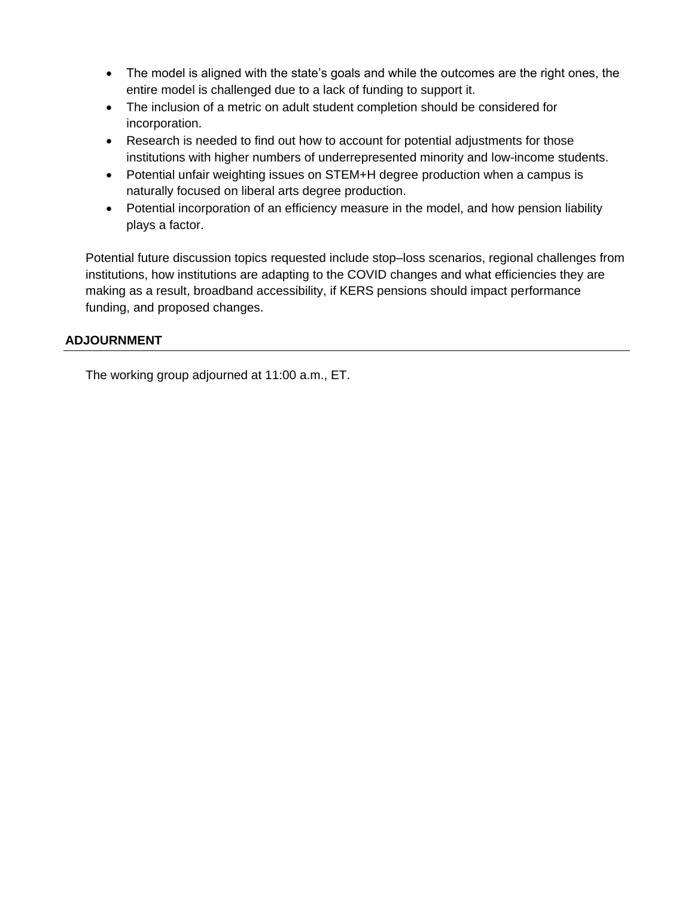- The model is aligned with the state's goals and while the outcomes are the right ones, the entire model is challenged due to a lack of funding to support it.
- The inclusion of a metric on adult student completion should be considered for incorporation.
- Research is needed to find out how to account for potential adjustments for those institutions with higher numbers of underrepresented minority and low-income students.
- Potential unfair weighting issues on STEM+H degree production when a campus is naturally focused on liberal arts degree production.
- Potential incorporation of an efficiency measure in the model, and how pension liability plays a factor.

Potential future discussion topics requested include stop–loss scenarios, regional challenges from institutions, how institutions are adapting to the COVID changes and what efficiencies they are making as a result, broadband accessibility, if KERS pensions should impact performance funding, and proposed changes.

## ADJOURNMENT

The working group adjourned at 11:00 a.m., ET.